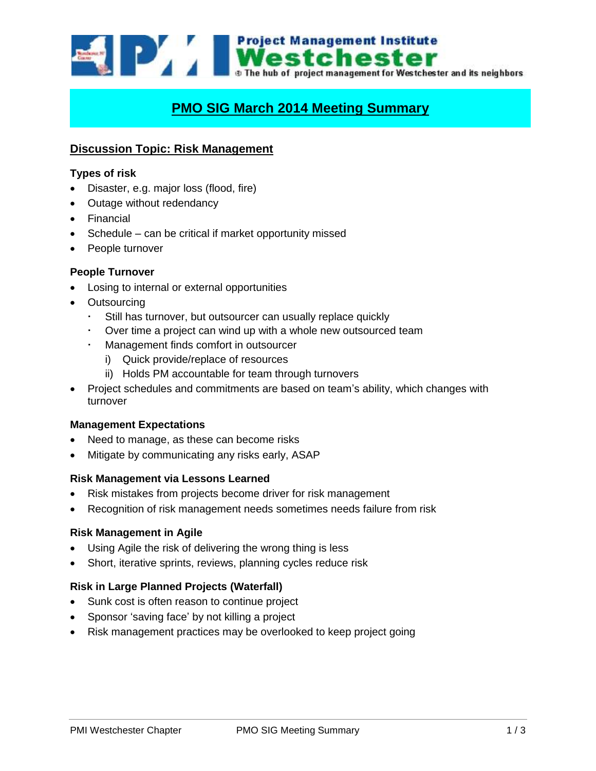# PMO SIG March 2014 Meeting Summary

## Discussion Topic: Risk Management

### Types of risk

- Disaster, e.g. major loss (flood, fire)
- Outage without redendancy
- Financial
- Schedule – can be critical if market opportunity missed
- People turnover

### People Turnover

- Losing to internal or external opportunities
- Outsourcing
  - Still has turnover, but outsourcer can usually replace quickly
  - Over time a project can wind up with a whole new outsourced team
  - Management finds comfort in outsourcer
    - i) Quick provide/replace of resources
    - ii) Holds PM accountable for team through turnovers
- Project schedules and commitments are based on team's ability, which changes with turnover

### Management Expectations

- Need to manage, as these can become risks
- Mitigate by communicating any risks early, ASAP

### Risk Management via Lessons Learned

- Risk mistakes from projects become driver for risk management
- Recognition of risk management needs sometimes needs failure from risk

### Risk Management in Agile

- Using Agile the risk of delivering the wrong thing is less
- Short, iterative sprints, reviews, planning cycles reduce risk

### Risk in Large Planned Projects (Waterfall)

- Sunk cost is often reason to continue project
- Sponsor 'saving face' by not killing a project
- Risk management practices may be overlooked to keep project going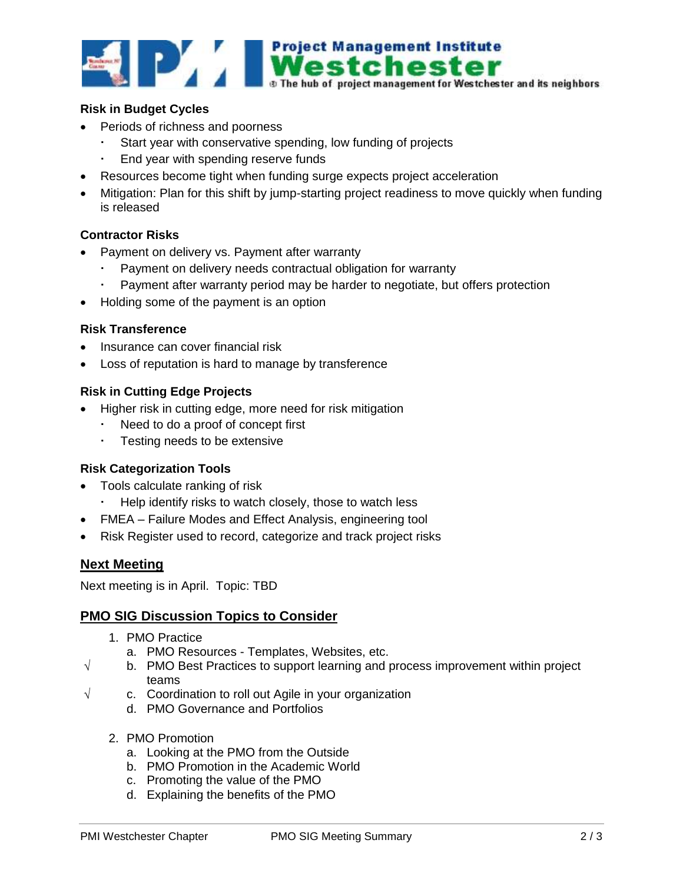### Risk in Budget Cycles

- Periods of richness and poorness
  - Start year with conservative spending, low funding of projects
  - End year with spending reserve funds
- Resources become tight when funding surge expects project acceleration
- Mitigation: Plan for this shift by jump-starting project readiness to move quickly when funding is released

### Contractor Risks

- Payment on delivery vs. Payment after warranty
  - Payment on delivery needs contractual obligation for warranty
  - Payment after warranty period may be harder to negotiate, but offers protection
- Holding some of the payment is an option

### Risk Transference

- Insurance can cover financial risk
- Loss of reputation is hard to manage by transference

### Risk in Cutting Edge Projects

- Higher risk in cutting edge, more need for risk mitigation
  - Need to do a proof of concept first
  - Testing needs to be extensive

### Risk Categorization Tools

- Tools calculate ranking of risk
  - Help identify risks to watch closely, those to watch less
- FMEA – Failure Modes and Effect Analysis, engineering tool
- Risk Register used to record, categorize and track project risks

## Next Meeting

Next meeting is in April.  Topic: TBD

## PMO SIG Discussion Topics to Consider

1. PMO Practice
   a. PMO Resources - Templates, Websites, etc.
   √ b. PMO Best Practices to support learning and process improvement within project teams
   √ c. Coordination to roll out Agile in your organization
   d. PMO Governance and Portfolios

2. PMO Promotion
   a. Looking at the PMO from the Outside
   b. PMO Promotion in the Academic World
   c. Promoting the value of the PMO
   d. Explaining the benefits of the PMO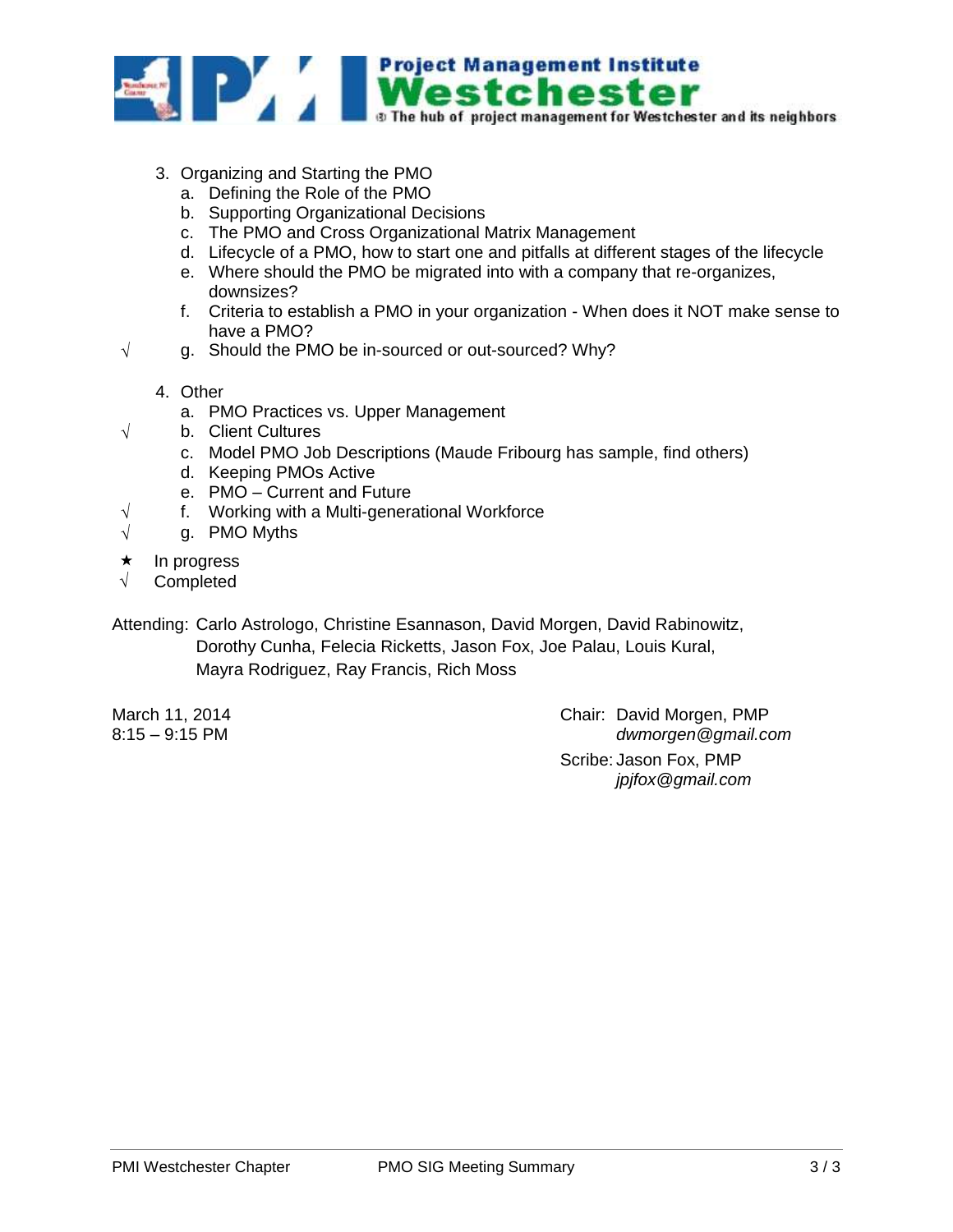3. Organizing and Starting the PMO
   a. Defining the Role of the PMO
   b. Supporting Organizational Decisions
   c. The PMO and Cross Organizational Matrix Management
   d. Lifecycle of a PMO, how to start one and pitfalls at different stages of the lifecycle
   e. Where should the PMO be migrated into with a company that re-organizes, downsizes?
   f. Criteria to establish a PMO in your organization - When does it NOT make sense to have a PMO?
   g. √ Should the PMO be in-sourced or out-sourced? Why?

4. Other
   a. PMO Practices vs. Upper Management
   b. √ Client Cultures
   c. Model PMO Job Descriptions (Maude Fribourg has sample, find others)
   d. Keeping PMOs Active
   e. PMO – Current and Future
   f. √ Working with a Multi-generational Workforce
   g. √ PMO Myths

★ In progress
√ Completed

Attending: Carlo Astrologo, Christine Esannason, David Morgen, David Rabinowitz, Dorothy Cunha, Felecia Ricketts, Jason Fox, Joe Palau, Louis Kural, Mayra Rodriguez, Ray Francis, Rich Moss

March 11, 2014
8:15 – 9:15 PM

Chair: David Morgen, PMP
*dwmorgen@gmail.com*

Scribe: Jason Fox, PMP
*jpjfox@gmail.com*